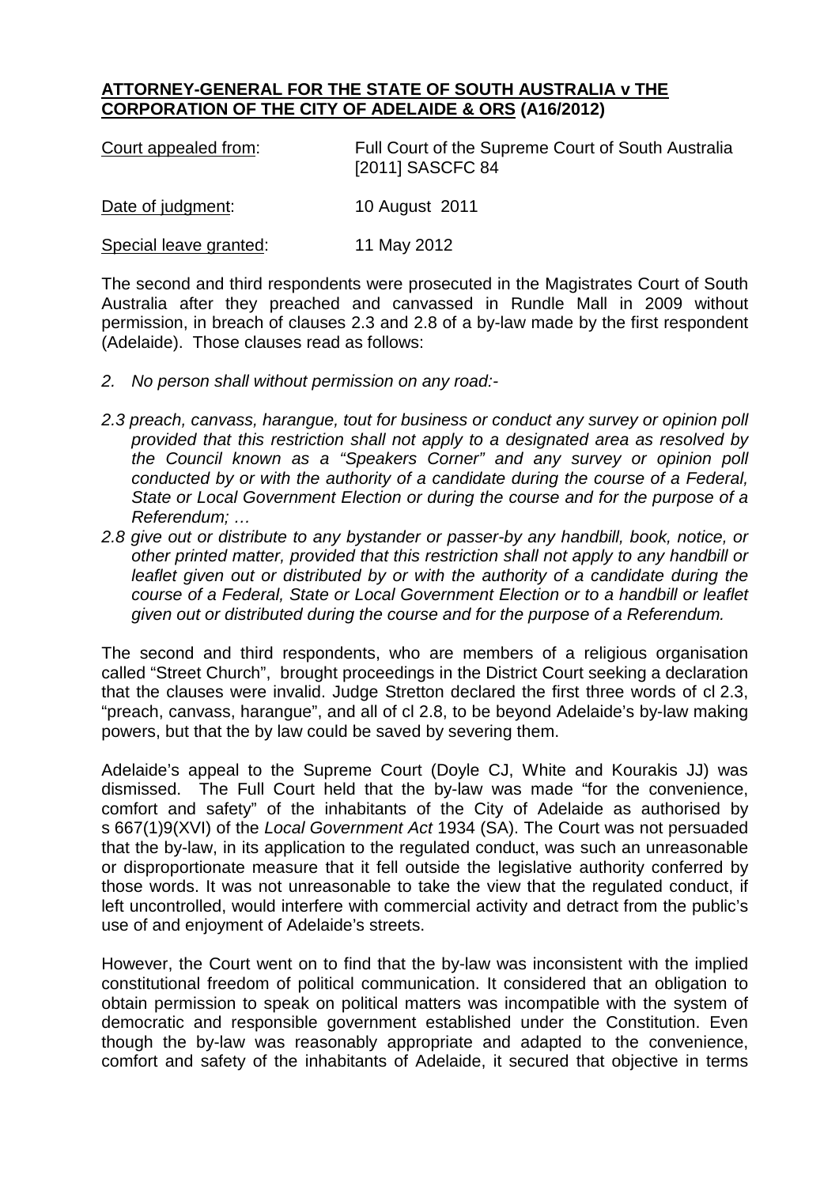**ATTORNEY-GENERAL FOR THE STATE OF SOUTH AUSTRALIA v THE CORPORATION OF THE CITY OF ADELAIDE & ORS (A16/2012)**

| | |
|---|---|
| Court appealed from: | Full Court of the Supreme Court of South Australia [2011] SASCFC 84 |
| Date of judgment: | 10 August 2011 |
| Special leave granted: | 11 May 2012 |

The second and third respondents were prosecuted in the Magistrates Court of South Australia after they preached and canvassed in Rundle Mall in 2009 without permission, in breach of clauses 2.3 and 2.8 of a by-law made by the first respondent (Adelaide). Those clauses read as follows:

*2. No person shall without permission on any road:-*

*2.3 preach, canvass, harangue, tout for business or conduct any survey or opinion poll provided that this restriction shall not apply to a designated area as resolved by the Council known as a "Speakers Corner" and any survey or opinion poll conducted by or with the authority of a candidate during the course of a Federal, State or Local Government Election or during the course and for the purpose of a Referendum; …*

*2.8 give out or distribute to any bystander or passer-by any handbill, book, notice, or other printed matter, provided that this restriction shall not apply to any handbill or leaflet given out or distributed by or with the authority of a candidate during the course of a Federal, State or Local Government Election or to a handbill or leaflet given out or distributed during the course and for the purpose of a Referendum.*

The second and third respondents, who are members of a religious organisation called "Street Church", brought proceedings in the District Court seeking a declaration that the clauses were invalid. Judge Stretton declared the first three words of cl 2.3, "preach, canvass, harangue", and all of cl 2.8, to be beyond Adelaide's by-law making powers, but that the by law could be saved by severing them.

Adelaide's appeal to the Supreme Court (Doyle CJ, White and Kourakis JJ) was dismissed. The Full Court held that the by-law was made "for the convenience, comfort and safety" of the inhabitants of the City of Adelaide as authorised by s 667(1)9(XVI) of the *Local Government Act* 1934 (SA). The Court was not persuaded that the by-law, in its application to the regulated conduct, was such an unreasonable or disproportionate measure that it fell outside the legislative authority conferred by those words. It was not unreasonable to take the view that the regulated conduct, if left uncontrolled, would interfere with commercial activity and detract from the public's use of and enjoyment of Adelaide's streets.

However, the Court went on to find that the by-law was inconsistent with the implied constitutional freedom of political communication. It considered that an obligation to obtain permission to speak on political matters was incompatible with the system of democratic and responsible government established under the Constitution. Even though the by-law was reasonably appropriate and adapted to the convenience, comfort and safety of the inhabitants of Adelaide, it secured that objective in terms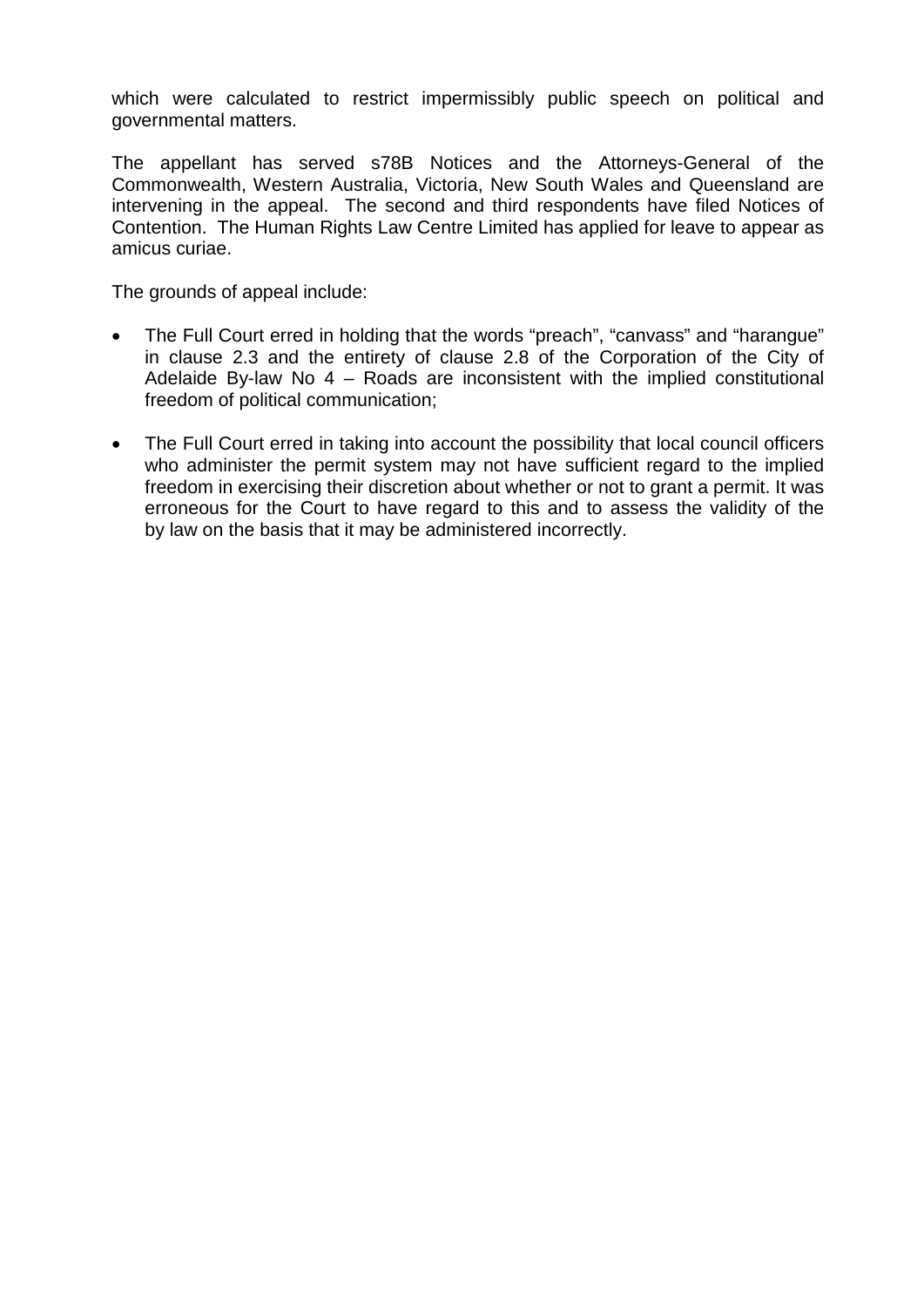which were calculated to restrict impermissibly public speech on political and governmental matters.

The appellant has served s78B Notices and the Attorneys-General of the Commonwealth, Western Australia, Victoria, New South Wales and Queensland are intervening in the appeal. The second and third respondents have filed Notices of Contention. The Human Rights Law Centre Limited has applied for leave to appear as amicus curiae.

The grounds of appeal include:

- The Full Court erred in holding that the words "preach", "canvass" and "harangue" in clause 2.3 and the entirety of clause 2.8 of the Corporation of the City of Adelaide By-law No 4 – Roads are inconsistent with the implied constitutional freedom of political communication;
- The Full Court erred in taking into account the possibility that local council officers who administer the permit system may not have sufficient regard to the implied freedom in exercising their discretion about whether or not to grant a permit. It was erroneous for the Court to have regard to this and to assess the validity of the by law on the basis that it may be administered incorrectly.